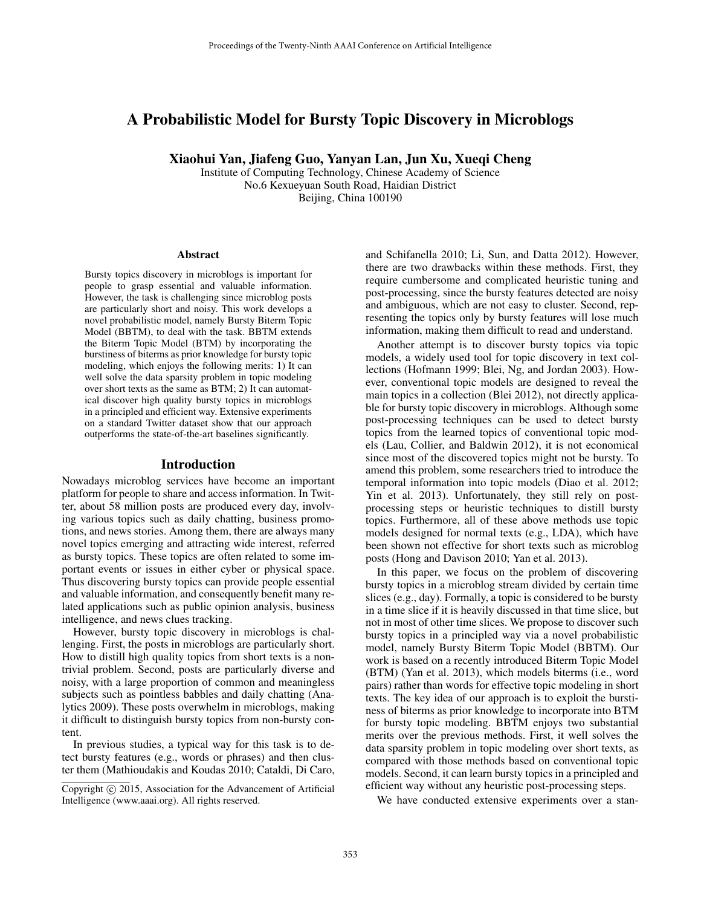# A Probabilistic Model for Bursty Topic Discovery in Microblogs

**Xiaohui Yan, Jiafeng Guo, Yanyan Lan, Jun Xu, Xueqi Cheng**

Institute of Computing Technology, Chinese Academy of Science
No.6 Kexueyuan South Road, Haidian District
Beijing, China 100190

## Abstract

Bursty topics discovery in microblogs is important for people to grasp essential and valuable information. However, the task is challenging since microblog posts are particularly short and noisy. This work develops a novel probabilistic model, namely Bursty Biterm Topic Model (BBTM), to deal with the task. BBTM extends the Biterm Topic Model (BTM) by incorporating the burstiness of biterms as prior knowledge for bursty topic modeling, which enjoys the following merits: 1) It can well solve the data sparsity problem in topic modeling over short texts as the same as BTM; 2) It can automatical discover high quality bursty topics in microblogs in a principled and efficient way. Extensive experiments on a standard Twitter dataset show that our approach outperforms the state-of-the-art baselines significantly.

## Introduction

Nowadays microblog services have become an important platform for people to share and access information. In Twitter, about 58 million posts are produced every day, involving various topics such as daily chatting, business promotions, and news stories. Among them, there are always many novel topics emerging and attracting wide interest, referred as bursty topics. These topics are often related to some important events or issues in either cyber or physical space. Thus discovering bursty topics can provide people essential and valuable information, and consequently benefit many related applications such as public opinion analysis, business intelligence, and news clues tracking.

However, bursty topic discovery in microblogs is challenging. First, the posts in microblogs are particularly short. How to distill high quality topics from short texts is a nontrivial problem. Second, posts are particularly diverse and noisy, with a large proportion of common and meaningless subjects such as pointless babbles and daily chatting (Analytics 2009). These posts overwhelm in microblogs, making it difficult to distinguish bursty topics from non-bursty content.

In previous studies, a typical way for this task is to detect bursty features (e.g., words or phrases) and then cluster them (Mathioudakis and Koudas 2010; Cataldi, Di Caro, and Schifanella 2010; Li, Sun, and Datta 2012). However, there are two drawbacks within these methods. First, they require cumbersome and complicated heuristic tuning and post-processing, since the bursty features detected are noisy and ambiguous, which are not easy to cluster. Second, representing the topics only by bursty features will lose much information, making them difficult to read and understand.

Another attempt is to discover bursty topics via topic models, a widely used tool for topic discovery in text collections (Hofmann 1999; Blei, Ng, and Jordan 2003). However, conventional topic models are designed to reveal the main topics in a collection (Blei 2012), not directly applicable for bursty topic discovery in microblogs. Although some post-processing techniques can be used to detect bursty topics from the learned topics of conventional topic models (Lau, Collier, and Baldwin 2012), it is not economical since most of the discovered topics might not be bursty. To amend this problem, some researchers tried to introduce the temporal information into topic models (Diao et al. 2012; Yin et al. 2013). Unfortunately, they still rely on post-processing steps or heuristic techniques to distill bursty topics. Furthermore, all of these above methods use topic models designed for normal texts (e.g., LDA), which have been shown not effective for short texts such as microblog posts (Hong and Davison 2010; Yan et al. 2013).

In this paper, we focus on the problem of discovering bursty topics in a microblog stream divided by certain time slices (e.g., day). Formally, a topic is considered to be bursty in a time slice if it is heavily discussed in that time slice, but not in most of other time slices. We propose to discover such bursty topics in a principled way via a novel probabilistic model, namely Bursty Biterm Topic Model (BBTM). Our work is based on a recently introduced Biterm Topic Model (BTM) (Yan et al. 2013), which models biterms (i.e., word pairs) rather than words for effective topic modeling in short texts. The key idea of our approach is to exploit the burstiness of biterms as prior knowledge to incorporate into BTM for bursty topic modeling. BBTM enjoys two substantial merits over the previous methods. First, it well solves the data sparsity problem in topic modeling over short texts, as compared with those methods based on conventional topic models. Second, it can learn bursty topics in a principled and efficient way without any heuristic post-processing steps.

We have conducted extensive experiments over a stan-

Copyright © 2015, Association for the Advancement of Artificial Intelligence (www.aaai.org). All rights reserved.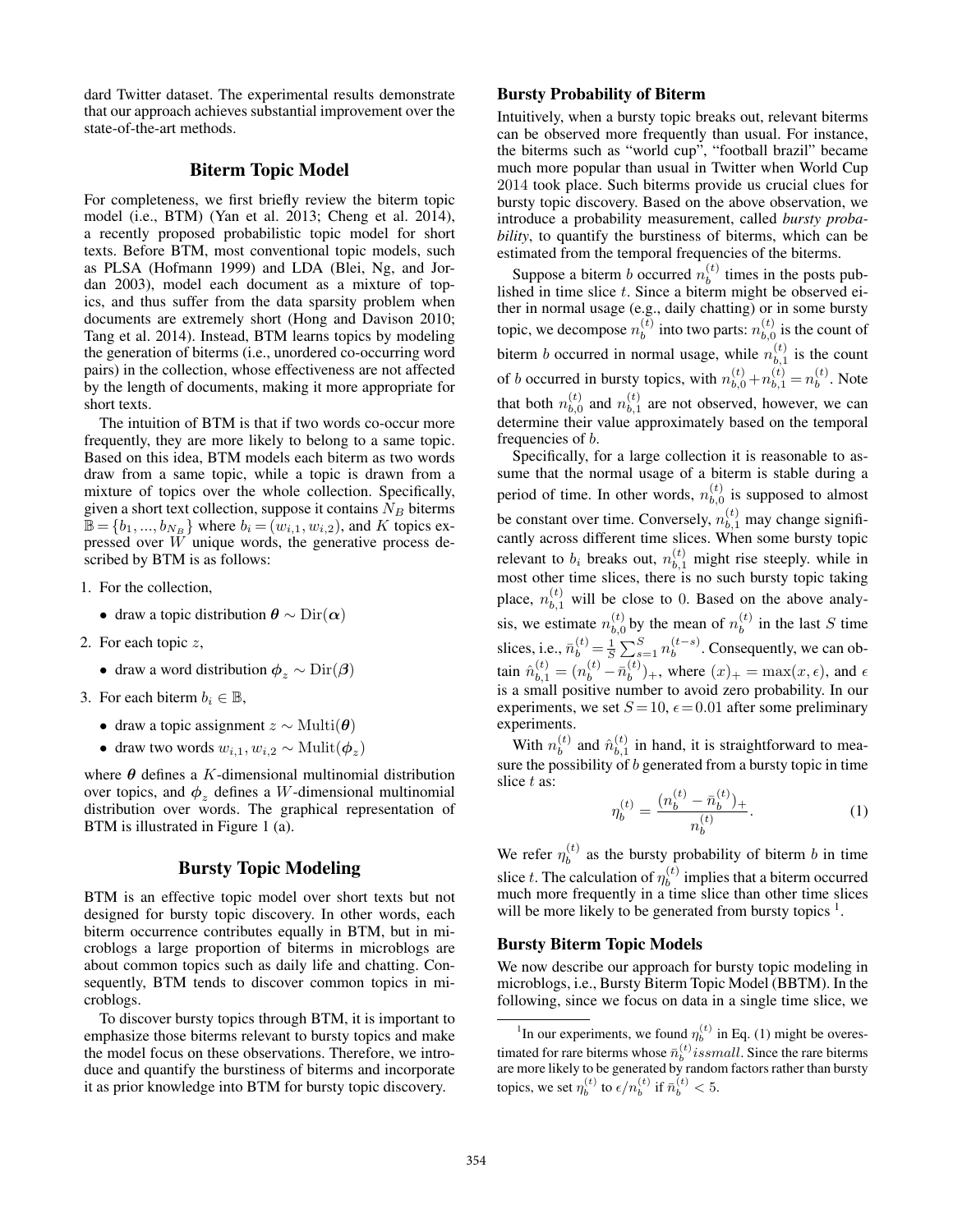dard Twitter dataset. The experimental results demonstrate that our approach achieves substantial improvement over the state-of-the-art methods.

## Biterm Topic Model

For completeness, we first briefly review the biterm topic model (i.e., BTM) (Yan et al. 2013; Cheng et al. 2014), a recently proposed probabilistic topic model for short texts. Before BTM, most conventional topic models, such as PLSA (Hofmann 1999) and LDA (Blei, Ng, and Jordan 2003), model each document as a mixture of topics, and thus suffer from the data sparsity problem when documents are extremely short (Hong and Davison 2010; Tang et al. 2014). Instead, BTM learns topics by modeling the generation of biterms (i.e., unordered co-occurring word pairs) in the collection, whose effectiveness are not affected by the length of documents, making it more appropriate for short texts.

The intuition of BTM is that if two words co-occur more frequently, they are more likely to belong to a same topic. Based on this idea, BTM models each biterm as two words draw from a same topic, while a topic is drawn from a mixture of topics over the whole collection. Specifically, given a short text collection, suppose it contains $N_B$ biterms $\mathbb{B} = \{b_1, ..., b_{N_B}\}$ where $b_i = (w_{i,1}, w_{i,2})$, and $K$ topics expressed over $W$ unique words, the generative process described by BTM is as follows:

1. For the collection,
   - draw a topic distribution $\boldsymbol{\theta} \sim \text{Dir}(\boldsymbol{\alpha})$
2. For each topic $z$,
   - draw a word distribution $\boldsymbol{\phi}_z \sim \text{Dir}(\boldsymbol{\beta})$
3. For each biterm $b_i \in \mathbb{B}$,
   - draw a topic assignment $z \sim \text{Multi}(\boldsymbol{\theta})$
   - draw two words $w_{i,1}, w_{i,2} \sim \text{Mulit}(\boldsymbol{\phi}_z)$

where $\boldsymbol{\theta}$ defines a $K$-dimensional multinomial distribution over topics, and $\boldsymbol{\phi}_z$ defines a $W$-dimensional multinomial distribution over words. The graphical representation of BTM is illustrated in Figure 1 (a).

## Bursty Topic Modeling

BTM is an effective topic model over short texts but not designed for bursty topic discovery. In other words, each biterm occurrence contributes equally in BTM, but in microblogs a large proportion of biterms in microblogs are about common topics such as daily life and chatting. Consequently, BTM tends to discover common topics in microblogs.

To discover bursty topics through BTM, it is important to emphasize those biterms relevant to bursty topics and make the model focus on these observations. Therefore, we introduce and quantify the burstiness of biterms and incorporate it as prior knowledge into BTM for bursty topic discovery.

### Bursty Probability of Biterm

Intuitively, when a bursty topic breaks out, relevant biterms can be observed more frequently than usual. For instance, the biterms such as "world cup", "football brazil" became much more popular than usual in Twitter when World Cup 2014 took place. Such biterms provide us crucial clues for bursty topic discovery. Based on the above observation, we introduce a probability measurement, called *bursty probability*, to quantify the burstiness of biterms, which can be estimated from the temporal frequencies of the biterms.

Suppose a biterm $b$ occurred $n_b^{(t)}$ times in the posts published in time slice $t$. Since a biterm might be observed either in normal usage (e.g., daily chatting) or in some bursty topic, we decompose $n_b^{(t)}$ into two parts: $n_{b,0}^{(t)}$ is the count of biterm $b$ occurred in normal usage, while $n_{b,1}^{(t)}$ is the count of $b$ occurred in bursty topics, with $n_{b,0}^{(t)} + n_{b,1}^{(t)} = n_b^{(t)}$. Note that both $n_{b,0}^{(t)}$ and $n_{b,1}^{(t)}$ are not observed, however, we can determine their value approximately based on the temporal frequencies of $b$.

Specifically, for a large collection it is reasonable to assume that the normal usage of a biterm is stable during a period of time. In other words, $n_{b,0}^{(t)}$ is supposed to almost be constant over time. Conversely, $n_{b,1}^{(t)}$ may change significantly across different time slices. When some bursty topic relevant to $b_i$ breaks out, $n_{b,1}^{(t)}$ might rise steeply. while in most other time slices, there is no such bursty topic taking place, $n_{b,1}^{(t)}$ will be close to 0. Based on the above analysis, we estimate $n_{b,0}^{(t)}$ by the mean of $n_b^{(t)}$ in the last $S$ time slices, i.e., $\bar{n}_b^{(t)} = \frac{1}{S}\sum_{s=1}^{S} n_b^{(t-s)}$. Consequently, we can obtain $\hat{n}_{b,1}^{(t)} = (n_b^{(t)} - \bar{n}_b^{(t)})_+$, where $(x)_+ = \max(x, \epsilon)$, and $\epsilon$ is a small positive number to avoid zero probability. In our experiments, we set $S = 10$, $\epsilon = 0.01$ after some preliminary experiments.

With $n_b^{(t)}$ and $\hat{n}_{b,1}^{(t)}$ in hand, it is straightforward to measure the possibility of $b$ generated from a bursty topic in time slice $t$ as:

$$\eta_b^{(t)} = \frac{(n_b^{(t)} - \bar{n}_b^{(t)})_+}{n_b^{(t)}}. \tag{1}$$

We refer $\eta_b^{(t)}$ as the bursty probability of biterm $b$ in time slice $t$. The calculation of $\eta_b^{(t)}$ implies that a biterm occurred much more frequently in a time slice than other time slices will be more likely to be generated from bursty topics [1].

### Bursty Biterm Topic Models

We now describe our approach for bursty topic modeling in microblogs, i.e., Bursty Biterm Topic Model (BBTM). In the following, since we focus on data in a single time slice, we

---

[1] In our experiments, we found $\eta_b^{(t)}$ in Eq. (1) might be overestimated for rare biterms whose $\bar{n}_b^{(t)} is small$. Since the rare biterms are more likely to be generated by random factors rather than bursty topics, we set $\eta_b^{(t)}$ to $\epsilon / n_b^{(t)}$ if $\bar{n}_b^{(t)} < 5$.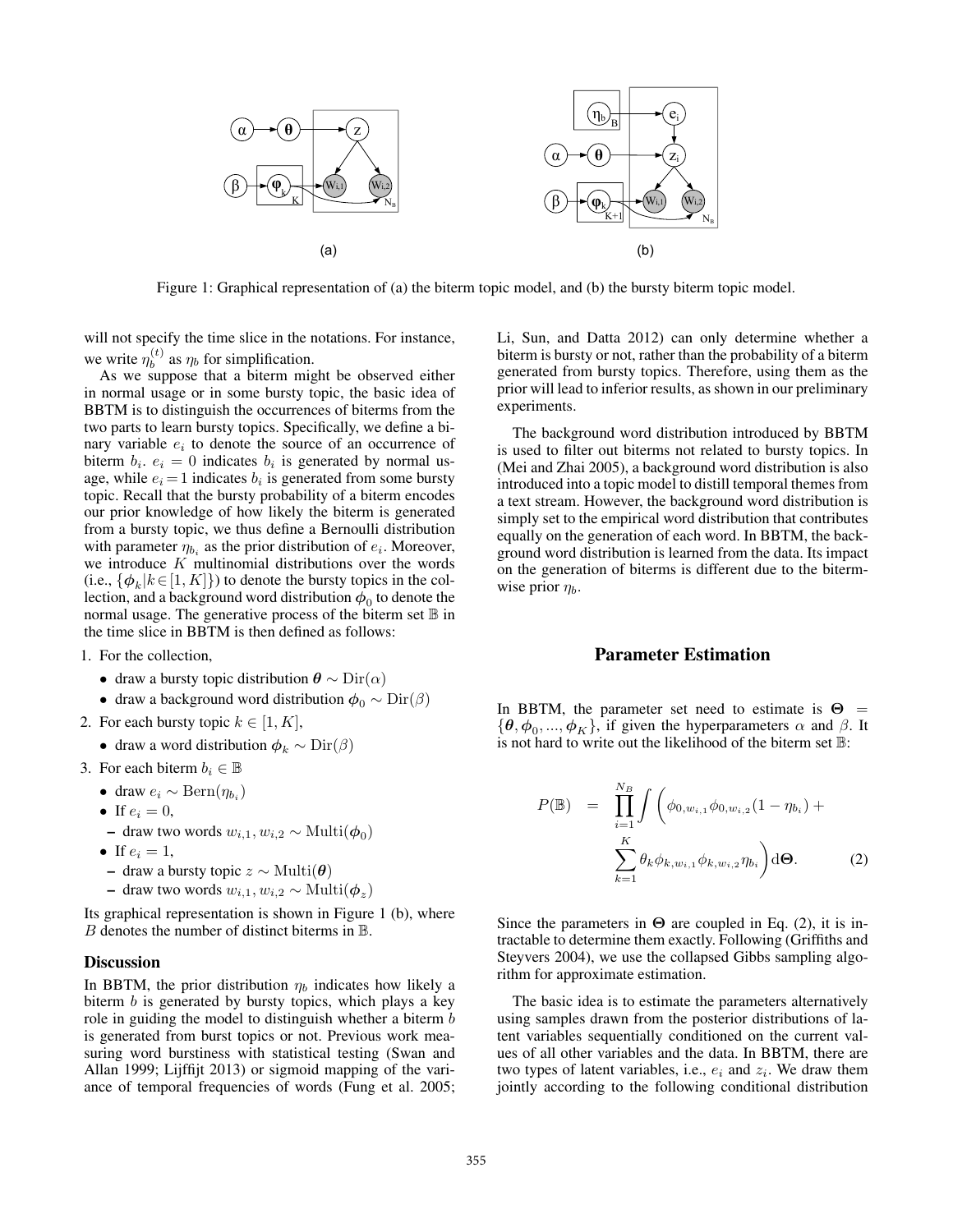Figure 1: Graphical representation of (a) the biterm topic model, and (b) the bursty biterm topic model.

will not specify the time slice in the notations. For instance, we write $\eta_b^{(t)}$ as $\eta_b$ for simplification.

As we suppose that a biterm might be observed either in normal usage or in some bursty topic, the basic idea of BBTM is to distinguish the occurrences of biterms from the two parts to learn bursty topics. Specifically, we define a binary variable $e_i$ to denote the source of an occurrence of biterm $b_i$. $e_i = 0$ indicates $b_i$ is generated by normal usage, while $e_i = 1$ indicates $b_i$ is generated from some bursty topic. Recall that the bursty probability of a biterm encodes our prior knowledge of how likely the biterm is generated from a bursty topic, we thus define a Bernoulli distribution with parameter $\eta_{b_i}$ as the prior distribution of $e_i$. Moreover, we introduce $K$ multinomial distributions over the words (i.e., $\{\phi_k | k \in [1, K]\}$) to denote the bursty topics in the collection, and a background word distribution $\phi_0$ to denote the normal usage. The generative process of the biterm set $\mathbb{B}$ in the time slice in BBTM is then defined as follows:

1. For the collection,
   - draw a bursty topic distribution $\theta \sim \mathrm{Dir}(\alpha)$
   - draw a background word distribution $\phi_0 \sim \mathrm{Dir}(\beta)$
2. For each bursty topic $k \in [1, K]$,
   - draw a word distribution $\phi_k \sim \mathrm{Dir}(\beta)$
3. For each biterm $b_i \in \mathbb{B}$
   - draw $e_i \sim \mathrm{Bern}(\eta_{b_i})$
   - If $e_i = 0$,
     - draw two words $w_{i,1}, w_{i,2} \sim \mathrm{Multi}(\phi_0)$
   - If $e_i = 1$,
     - draw a bursty topic $z \sim \mathrm{Multi}(\theta)$
     - draw two words $w_{i,1}, w_{i,2} \sim \mathrm{Multi}(\phi_z)$

Its graphical representation is shown in Figure 1 (b), where $B$ denotes the number of distinct biterms in $\mathbb{B}$.

### Discussion

In BBTM, the prior distribution $\eta_b$ indicates how likely a biterm $b$ is generated by bursty topics, which plays a key role in guiding the model to distinguish whether a biterm $b$ is generated from burst topics or not. Previous work measuring word burstiness with statistical testing (Swan and Allan 1999; Lijffijt 2013) or sigmoid mapping of the variance of temporal frequencies of words (Fung et al. 2005; Li, Sun, and Datta 2012) can only determine whether a biterm is bursty or not, rather than the probability of a biterm generated from bursty topics. Therefore, using them as the prior will lead to inferior results, as shown in our preliminary experiments.

The background word distribution introduced by BBTM is used to filter out biterms not related to bursty topics. In (Mei and Zhai 2005), a background word distribution is also introduced into a topic model to distill temporal themes from a text stream. However, the background word distribution is simply set to the empirical word distribution that contributes equally on the generation of each word. In BBTM, the background word distribution is learned from the data. Its impact on the generation of biterms is different due to the biterm-wise prior $\eta_b$.

## Parameter Estimation

In BBTM, the parameter set need to estimate is $\Theta = \{\theta, \phi_0, ..., \phi_K\}$, if given the hyperparameters $\alpha$ and $\beta$. It is not hard to write out the likelihood of the biterm set $\mathbb{B}$:

$$P(\mathbb{B}) = \prod_{i=1}^{N_B} \int \Bigg( \phi_{0,w_{i,1}} \phi_{0,w_{i,2}} (1 - \eta_{b_i}) + \sum_{k=1}^{K} \theta_k \phi_{k,w_{i,1}} \phi_{k,w_{i,2}} \eta_{b_i} \Bigg) \mathrm{d}\Theta. \qquad (2)$$

Since the parameters in $\Theta$ are coupled in Eq. (2), it is intractable to determine them exactly. Following (Griffiths and Steyvers 2004), we use the collapsed Gibbs sampling algorithm for approximate estimation.

The basic idea is to estimate the parameters alternatively using samples drawn from the posterior distributions of latent variables sequentially conditioned on the current values of all other variables and the data. In BBTM, there are two types of latent variables, i.e., $e_i$ and $z_i$. We draw them jointly according to the following conditional distribution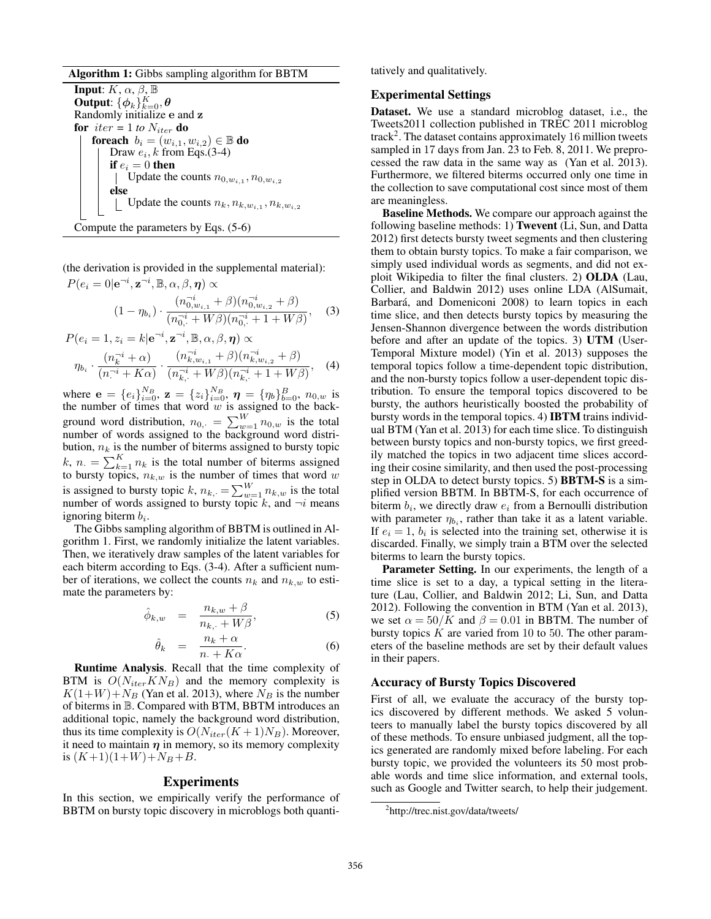**Algorithm 1:** Gibbs sampling algorithm for BBTM

```
Input: K, α, β, 𝔹
Output: {φ_k}_{k=0}^K, θ
Randomly initialize e and z
for iter = 1 to N_iter do
    foreach b_i = (w_{i,1}, w_{i,2}) ∈ 𝔹 do
        Draw e_i, k from Eqs.(3-4)
        if e_i = 0 then
            Update the counts n_{0,w_{i,1}}, n_{0,w_{i,2}}
        else
            Update the counts n_k, n_{k,w_{i,1}}, n_{k,w_{i,2}}
Compute the parameters by Eqs. (5-6)
```

(the derivation is provided in the supplemental material):

$$P(e_i = 0|\mathbf{e}^{\neg i}, \mathbf{z}^{\neg i}, \mathbb{B}, \alpha, \beta, \boldsymbol{\eta}) \propto (1 - \eta_{b_i}) \cdot \frac{(n_{0,w_{i,1}}^{\neg i} + \beta)(n_{0,w_{i,2}}^{\neg i} + \beta)}{(n_{0,\cdot}^{\neg i} + W\beta)(n_{0,\cdot}^{\neg i} + 1 + W\beta)}, \quad (3)$$

$$P(e_i = 1, z_i = k|\mathbf{e}^{\neg i}, \mathbf{z}^{\neg i}, \mathbb{B}, \alpha, \beta, \boldsymbol{\eta}) \propto \eta_{b_i} \cdot \frac{(n_k^{\neg i} + \alpha)}{(n_\cdot^{\neg i} + K\alpha)} \cdot \frac{(n_{k,w_{i,1}}^{\neg i} + \beta)(n_{k,w_{i,2}}^{\neg i} + \beta)}{(n_{k,\cdot}^{\neg i} + W\beta)(n_{k,\cdot}^{\neg i} + 1 + W\beta)}, \quad (4)$$

where $\mathbf{e} = \{e_i\}_{i=0}^{N_B}$, $\mathbf{z} = \{z_i\}_{i=0}^{N_B}$, $\boldsymbol{\eta} = \{\eta_b\}_{b=0}^{B}$, $n_{0,w}$ is the number of times that word $w$ is assigned to the background word distribution, $n_{0,\cdot} = \sum_{w=1}^{W} n_{0,w}$ is the total number of words assigned to the background word distribution, $n_k$ is the number of biterms assigned to bursty topic $k$, $n_\cdot = \sum_{k=1}^{K} n_k$ is the total number of biterms assigned to bursty topics, $n_{k,w}$ is the number of times that word $w$ is assigned to bursty topic $k$, $n_{k,\cdot} = \sum_{w=1}^{W} n_{k,w}$ is the total number of words assigned to bursty topic $k$, and $\neg i$ means ignoring biterm $b_i$.

The Gibbs sampling algorithm of BBTM is outlined in Algorithm 1. First, we randomly initialize the latent variables. Then, we iteratively draw samples of the latent variables for each biterm according to Eqs. (3-4). After a sufficient number of iterations, we collect the counts $n_k$ and $n_{k,w}$ to estimate the parameters by:

$$\hat{\phi}_{k,w} = \frac{n_{k,w} + \beta}{n_{k,\cdot} + W\beta}, \quad (5)$$

$$\hat{\theta}_k = \frac{n_k + \alpha}{n_\cdot + K\alpha}. \quad (6)$$

**Runtime Analysis**. Recall that the time complexity of BTM is $O(N_{iter}KN_B)$ and the memory complexity is $K(1+W)+N_B$ (Yan et al. 2013), where $N_B$ is the number of biterms in $\mathbb{B}$. Compared with BTM, BBTM introduces an additional topic, namely the background word distribution, thus its time complexity is $O(N_{iter}(K+1)N_B)$. Moreover, it need to maintain $\boldsymbol{\eta}$ in memory, so its memory complexity is $(K+1)(1+W)+N_B+B$.

## Experiments

In this section, we empirically verify the performance of BBTM on bursty topic discovery in microblogs both quantitatively and qualitatively.

### Experimental Settings

**Dataset.** We use a standard microblog dataset, i.e., the Tweets2011 collection published in TREC 2011 microblog track[2]. The dataset contains approximately 16 million tweets sampled in 17 days from Jan. 23 to Feb. 8, 2011. We preprocessed the raw data in the same way as (Yan et al. 2013). Furthermore, we filtered biterms occurred only one time in the collection to save computational cost since most of them are meaningless.

**Baseline Methods.** We compare our approach against the following baseline methods: 1) **Twevent** (Li, Sun, and Datta 2012) first detects bursty tweet segments and then clustering them to obtain bursty topics. To make a fair comparison, we simply used individual words as segments, and did not exploit Wikipedia to filter the final clusters. 2) **OLDA** (Lau, Collier, and Baldwin 2012) uses online LDA (AlSumait, Barbará, and Domeniconi 2008) to learn topics in each time slice, and then detects bursty topics by measuring the Jensen-Shannon divergence between the words distribution before and after an update of the topics. 3) **UTM** (User-Temporal Mixture model) (Yin et al. 2013) supposes the temporal topics follow a time-dependent topic distribution, and the non-bursty topics follow a user-dependent topic distribution. To ensure the temporal topics discovered to be bursty, the authors heuristically boosted the probability of bursty words in the temporal topics. 4) **IBTM** trains individual BTM (Yan et al. 2013) for each time slice. To distinguish between bursty topics and non-bursty topics, we first greedily matched the topics in two adjacent time slices according their cosine similarity, and then used the post-processing step in OLDA to detect bursty topics. 5) **BBTM-S** is a simplified version BBTM. In BBTM-S, for each occurrence of biterm $b_i$, we directly draw $e_i$ from a Bernoulli distribution with parameter $\eta_{b_i}$, rather than take it as a latent variable. If $e_i = 1$, $b_i$ is selected into the training set, otherwise it is discarded. Finally, we simply train a BTM over the selected biterms to learn the bursty topics.

**Parameter Setting.** In our experiments, the length of a time slice is set to a day, a typical setting in the literature (Lau, Collier, and Baldwin 2012; Li, Sun, and Datta 2012). Following the convention in BTM (Yan et al. 2013), we set $\alpha = 50/K$ and $\beta = 0.01$ in BBTM. The number of bursty topics $K$ are varied from 10 to 50. The other parameters of the baseline methods are set by their default values in their papers.

### Accuracy of Bursty Topics Discovered

First of all, we evaluate the accuracy of the bursty topics discovered by different methods. We asked 5 volunteers to manually label the bursty topics discovered by all of these methods. To ensure unbiased judgment, all the topics generated are randomly mixed before labeling. For each bursty topic, we provided the volunteers its 50 most probable words and time slice information, and external tools, such as Google and Twitter search, to help their judgement.

[2] http://trec.nist.gov/data/tweets/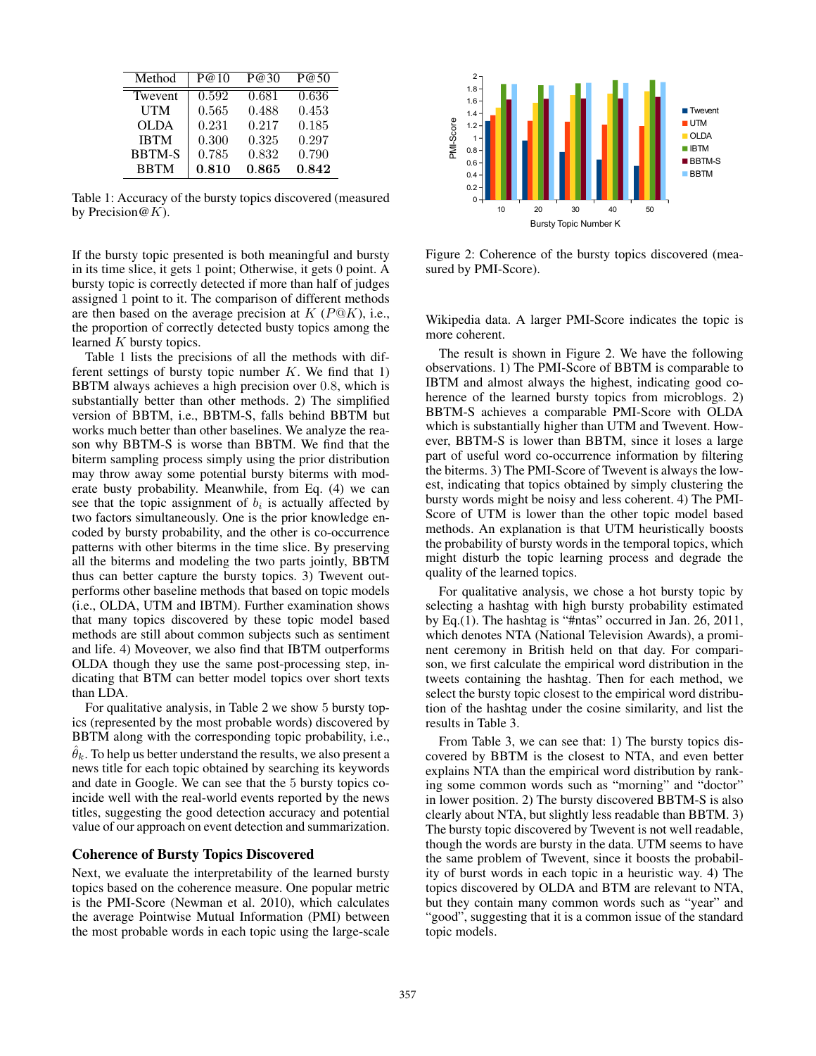| Method | P@10 | P@30 | P@50 |
|---|---|---|---|
| Twevent | 0.592 | 0.681 | 0.636 |
| UTM | 0.565 | 0.488 | 0.453 |
| OLDA | 0.231 | 0.217 | 0.185 |
| IBTM | 0.300 | 0.325 | 0.297 |
| BBTM-S | 0.785 | 0.832 | 0.790 |
| BBTM | **0.810** | **0.865** | **0.842** |

Table 1: Accuracy of the bursty topics discovered (measured by Precision@$K$).

If the bursty topic presented is both meaningful and bursty in its time slice, it gets 1 point; Otherwise, it gets 0 point. A bursty topic is correctly detected if more than half of judges assigned 1 point to it. The comparison of different methods are then based on the average precision at $K$ ($P@K$), i.e., the proportion of correctly detected busty topics among the learned $K$ bursty topics.

Table 1 lists the precisions of all the methods with different settings of bursty topic number $K$. We find that 1) BBTM always achieves a high precision over 0.8, which is substantially better than other methods. 2) The simplified version of BBTM, i.e., BBTM-S, falls behind BBTM but works much better than other baselines. We analyze the reason why BBTM-S is worse than BBTM. We find that the biterm sampling process simply using the prior distribution may throw away some potential bursty biterms with moderate busty probability. Meanwhile, from Eq. (4) we can see that the topic assignment of $b_i$ is actually affected by two factors simultaneously. One is the prior knowledge encoded by bursty probability, and the other is co-occurrence patterns with other biterms in the time slice. By preserving all the biterms and modeling the two parts jointly, BBTM thus can better capture the bursty topics. 3) Twevent outperforms other baseline methods that based on topic models (i.e., OLDA, UTM and IBTM). Further examination shows that many topics discovered by these topic model based methods are still about common subjects such as sentiment and life. 4) Moveover, we also find that IBTM outperforms OLDA though they use the same post-processing step, indicating that BTM can better model topics over short texts than LDA.

For qualitative analysis, in Table 2 we show 5 bursty topics (represented by the most probable words) discovered by BBTM along with the corresponding topic probability, i.e., $\hat{\theta}_k$. To help us better understand the results, we also present a news title for each topic obtained by searching its keywords and date in Google. We can see that the 5 bursty topics coincide well with the real-world events reported by the news titles, suggesting the good detection accuracy and potential value of our approach on event detection and summarization.

## Coherence of Bursty Topics Discovered

Next, we evaluate the interpretability of the learned bursty topics based on the coherence measure. One popular metric is the PMI-Score (Newman et al. 2010), which calculates the average Pointwise Mutual Information (PMI) between the most probable words in each topic using the large-scale Wikipedia data. A larger PMI-Score indicates the topic is more coherent.

Figure 2: Coherence of the bursty topics discovered (measured by PMI-Score).

The result is shown in Figure 2. We have the following observations. 1) The PMI-Score of BBTM is comparable to IBTM and almost always the highest, indicating good coherence of the learned bursty topics from microblogs. 2) BBTM-S achieves a comparable PMI-Score with OLDA which is substantially higher than UTM and Twevent. However, BBTM-S is lower than BBTM, since it loses a large part of useful word co-occurrence information by filtering the biterms. 3) The PMI-Score of Twevent is always the lowest, indicating that topics obtained by simply clustering the bursty words might be noisy and less coherent. 4) The PMI-Score of UTM is lower than the other topic model based methods. An explanation is that UTM heuristically boosts the probability of bursty words in the temporal topics, which might disturb the topic learning process and degrade the quality of the learned topics.

For qualitative analysis, we chose a hot bursty topic by selecting a hashtag with high bursty probability estimated by Eq.(1). The hashtag is "#ntas" occurred in Jan. 26, 2011, which denotes NTA (National Television Awards), a prominent ceremony in British held on that day. For comparison, we first calculate the empirical word distribution in the tweets containing the hashtag. Then for each method, we select the bursty topic closest to the empirical word distribution of the hashtag under the cosine similarity, and list the results in Table 3.

From Table 3, we can see that: 1) The bursty topics discovered by BBTM is the closest to NTA, and even better explains NTA than the empirical word distribution by ranking some common words such as "morning" and "doctor" in lower position. 2) The bursty discovered BBTM-S is also clearly about NTA, but slightly less readable than BBTM. 3) The bursty topic discovered by Twevent is not well readable, though the words are bursty in the data. UTM seems to have the same problem of Twevent, since it boosts the probability of burst words in each topic in a heuristic way. 4) The topics discovered by OLDA and BTM are relevant to NTA, but they contain many common words such as "year" and "good", suggesting that it is a common issue of the standard topic models.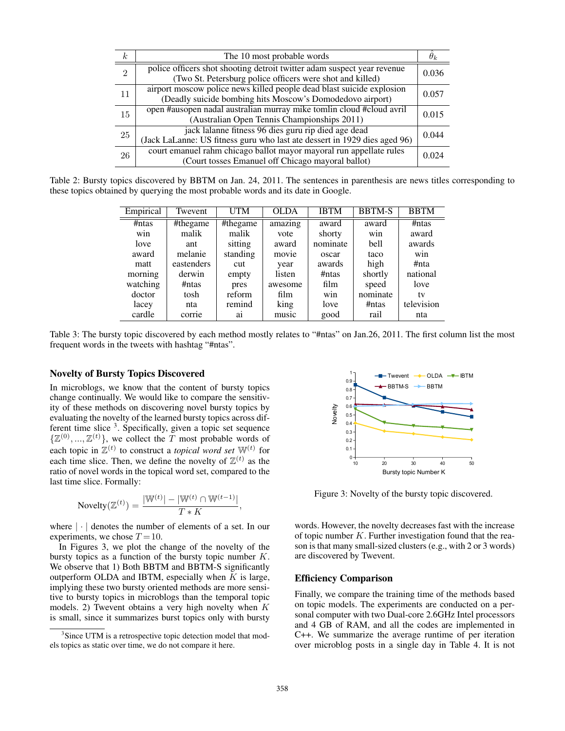| $k$ | The 10 most probable words | $\hat{\theta}_k$ |
|---|---|---|
| 2 | police officers shot shooting detroit twitter adam suspect year revenue (Two St. Petersburg police officers were shot and killed) | 0.036 |
| 11 | airport moscow police news killed people dead blast suicide explosion (Deadly suicide bombing hits Moscow's Domodedovo airport) | 0.057 |
| 15 | open #ausopen nadal australian murray mike tomlin cloud #cloud avril (Australian Open Tennis Championships 2011) | 0.015 |
| 25 | jack lalanne fitness 96 dies guru rip died age dead (Jack LaLanne: US fitness guru who last ate dessert in 1929 dies aged 96) | 0.044 |
| 26 | court emanuel rahm chicago ballot mayor mayoral run appellate rules (Court tosses Emanuel off Chicago mayoral ballot) | 0.024 |

Table 2: Bursty topics discovered by BBTM on Jan. 24, 2011. The sentences in parenthesis are news titles corresponding to these topics obtained by querying the most probable words and its date in Google.

| Empirical | Twevent | UTM | OLDA | IBTM | BBTM-S | BBTM |
|---|---|---|---|---|---|---|
| #ntas | #thegame | #thegame | amazing | award | award | #ntas |
| win | malik | malik | vote | shorty | win | award |
| love | ant | sitting | award | nominate | bell | awards |
| award | melanie | standing | movie | oscar | taco | win |
| matt | eastenders | cut | year | awards | high | #nta |
| morning | derwin | empty | listen | #ntas | shortly | national |
| watching | #ntas | pres | awesome | film | speed | love |
| doctor | tosh | reform | film | win | nominate | tv |
| lacey | nta | remind | king | love | #ntas | television |
| cardle | corrie | ai | music | good | rail | nta |

Table 3: The bursty topic discovered by each method mostly relates to "#ntas" on Jan.26, 2011. The first column list the most frequent words in the tweets with hashtag "#ntas".

### Novelty of Bursty Topics Discovered

In microblogs, we know that the content of bursty topics change continually. We would like to compare the sensitivity of these methods on discovering novel bursty topics by evaluating the novelty of the learned bursty topics across different time slice [3]. Specifically, given a topic set sequence $\{\mathbb{Z}^{(0)}, ..., \mathbb{Z}^{(t)}\}$, we collect the $T$ most probable words of each topic in $\mathbb{Z}^{(t)}$ to construct a *topical word set* $\mathbb{W}^{(t)}$ for each time slice. Then, we define the novelty of $\mathbb{Z}^{(t)}$ as the ratio of novel words in the topical word set, compared to the last time slice. Formally:

$$\text{Novelty}(\mathbb{Z}^{(t)}) = \frac{|\mathbb{W}^{(t)}| - |\mathbb{W}^{(t)} \cap \mathbb{W}^{(t-1)}|}{T * K},$$

where $|\cdot|$ denotes the number of elements of a set. In our experiments, we chose $T = 10$.

In Figures 3, we plot the change of the novelty of the bursty topics as a function of the bursty topic number $K$. We observe that 1) Both BBTM and BBTM-S significantly outperform OLDA and IBTM, especially when $K$ is large, implying these two bursty oriented methods are more sensitive to bursty topics in microblogs than the temporal topic models. 2) Twevent obtains a very high novelty when $K$ is small, since it summarizes burst topics only with bursty words. However, the novelty decreases fast with the increase of topic number $K$. Further investigation found that the reason is that many small-sized clusters (e.g., with 2 or 3 words) are discovered by Twevent.

[3] Since UTM is a retrospective topic detection model that models topics as static over time, we do not compare it here.

Figure 3: Novelty of the bursty topic discovered.

### Efficiency Comparison

Finally, we compare the training time of the methods based on topic models. The experiments are conducted on a personal computer with two Dual-core 2.6GHz Intel processors and 4 GB of RAM, and all the codes are implemented in C++. We summarize the average runtime of per iteration over microblog posts in a single day in Table 4. It is not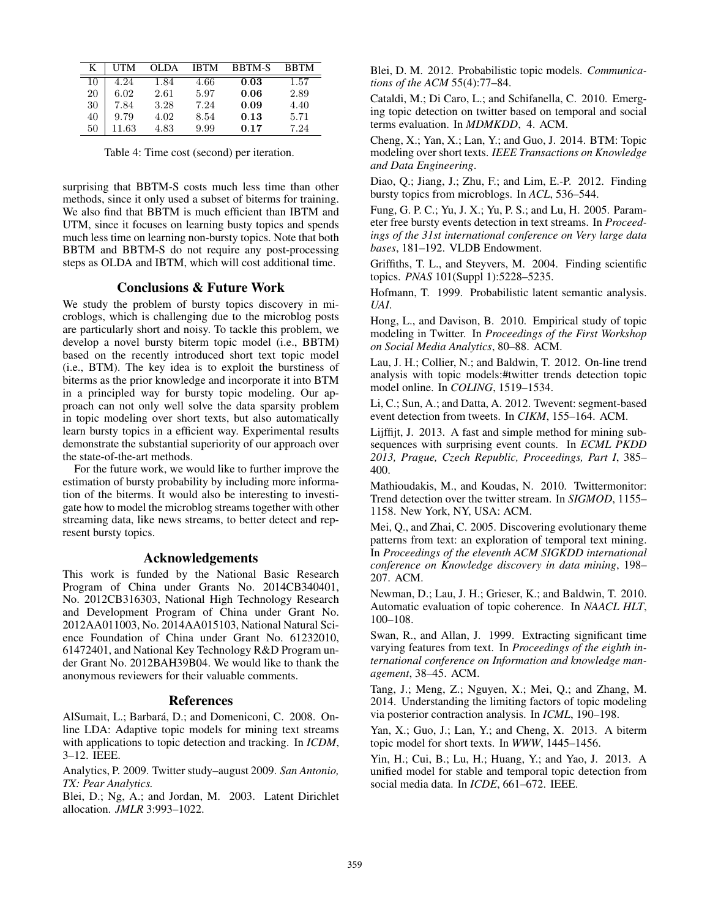| K | UTM | OLDA | IBTM | BBTM-S | BBTM |
|---|---|---|---|---|---|
| 10 | 4.24 | 1.84 | 4.66 | **0.03** | 1.57 |
| 20 | 6.02 | 2.61 | 5.97 | **0.06** | 2.89 |
| 30 | 7.84 | 3.28 | 7.24 | **0.09** | 4.40 |
| 40 | 9.79 | 4.02 | 8.54 | **0.13** | 5.71 |
| 50 | 11.63 | 4.83 | 9.99 | **0.17** | 7.24 |

Table 4: Time cost (second) per iteration.

surprising that BBTM-S costs much less time than other methods, since it only used a subset of biterms for training. We also find that BBTM is much efficient than IBTM and UTM, since it focuses on learning busty topics and spends much less time on learning non-bursty topics. Note that both BBTM and BBTM-S do not require any post-processing steps as OLDA and IBTM, which will cost additional time.

## Conclusions & Future Work

We study the problem of bursty topics discovery in microblogs, which is challenging due to the microblog posts are particularly short and noisy. To tackle this problem, we develop a novel bursty biterm topic model (i.e., BBTM) based on the recently introduced short text topic model (i.e., BTM). The key idea is to exploit the burstiness of biterms as the prior knowledge and incorporate it into BTM in a principled way for bursty topic modeling. Our approach can not only well solve the data sparsity problem in topic modeling over short texts, but also automatically learn bursty topics in a efficient way. Experimental results demonstrate the substantial superiority of our approach over the state-of-the-art methods.

For the future work, we would like to further improve the estimation of bursty probability by including more information of the biterms. It would also be interesting to investigate how to model the microblog streams together with other streaming data, like news streams, to better detect and represent bursty topics.

## Acknowledgements

This work is funded by the National Basic Research Program of China under Grants No. 2014CB340401, No. 2012CB316303, National High Technology Research and Development Program of China under Grant No. 2012AA011003, No. 2014AA015103, National Natural Science Foundation of China under Grant No. 61232010, 61472401, and National Key Technology R&D Program under Grant No. 2012BAH39B04. We would like to thank the anonymous reviewers for their valuable comments.

## References

AlSumait, L.; Barbará, D.; and Domeniconi, C. 2008. Online LDA: Adaptive topic models for mining text streams with applications to topic detection and tracking. In *ICDM*, 3–12. IEEE.

Analytics, P. 2009. Twitter study–august 2009. *San Antonio, TX: Pear Analytics.*

Blei, D.; Ng, A.; and Jordan, M. 2003. Latent Dirichlet allocation. *JMLR* 3:993–1022.

Blei, D. M. 2012. Probabilistic topic models. *Communications of the ACM* 55(4):77–84.

Cataldi, M.; Di Caro, L.; and Schifanella, C. 2010. Emerging topic detection on twitter based on temporal and social terms evaluation. In *MDMKDD*, 4. ACM.

Cheng, X.; Yan, X.; Lan, Y.; and Guo, J. 2014. BTM: Topic modeling over short texts. *IEEE Transactions on Knowledge and Data Engineering*.

Diao, Q.; Jiang, J.; Zhu, F.; and Lim, E.-P. 2012. Finding bursty topics from microblogs. In *ACL*, 536–544.

Fung, G. P. C.; Yu, J. X.; Yu, P. S.; and Lu, H. 2005. Parameter free bursty events detection in text streams. In *Proceedings of the 31st international conference on Very large data bases*, 181–192. VLDB Endowment.

Griffiths, T. L., and Steyvers, M. 2004. Finding scientific topics. *PNAS* 101(Suppl 1):5228–5235.

Hofmann, T. 1999. Probabilistic latent semantic analysis. *UAI*.

Hong, L., and Davison, B. 2010. Empirical study of topic modeling in Twitter. In *Proceedings of the First Workshop on Social Media Analytics*, 80–88. ACM.

Lau, J. H.; Collier, N.; and Baldwin, T. 2012. On-line trend analysis with topic models:#twitter trends detection topic model online. In *COLING*, 1519–1534.

Li, C.; Sun, A.; and Datta, A. 2012. Twevent: segment-based event detection from tweets. In *CIKM*, 155–164. ACM.

Lijffijt, J. 2013. A fast and simple method for mining subsequences with surprising event counts. In *ECML PKDD 2013, Prague, Czech Republic, Proceedings, Part I*, 385–400.

Mathioudakis, M., and Koudas, N. 2010. Twittermonitor: Trend detection over the twitter stream. In *SIGMOD*, 1155–1158. New York, NY, USA: ACM.

Mei, Q., and Zhai, C. 2005. Discovering evolutionary theme patterns from text: an exploration of temporal text mining. In *Proceedings of the eleventh ACM SIGKDD international conference on Knowledge discovery in data mining*, 198–207. ACM.

Newman, D.; Lau, J. H.; Grieser, K.; and Baldwin, T. 2010. Automatic evaluation of topic coherence. In *NAACL HLT*, 100–108.

Swan, R., and Allan, J. 1999. Extracting significant time varying features from text. In *Proceedings of the eighth international conference on Information and knowledge management*, 38–45. ACM.

Tang, J.; Meng, Z.; Nguyen, X.; Mei, Q.; and Zhang, M. 2014. Understanding the limiting factors of topic modeling via posterior contraction analysis. In *ICML*, 190–198.

Yan, X.; Guo, J.; Lan, Y.; and Cheng, X. 2013. A biterm topic model for short texts. In *WWW*, 1445–1456.

Yin, H.; Cui, B.; Lu, H.; Huang, Y.; and Yao, J. 2013. A unified model for stable and temporal topic detection from social media data. In *ICDE*, 661–672. IEEE.